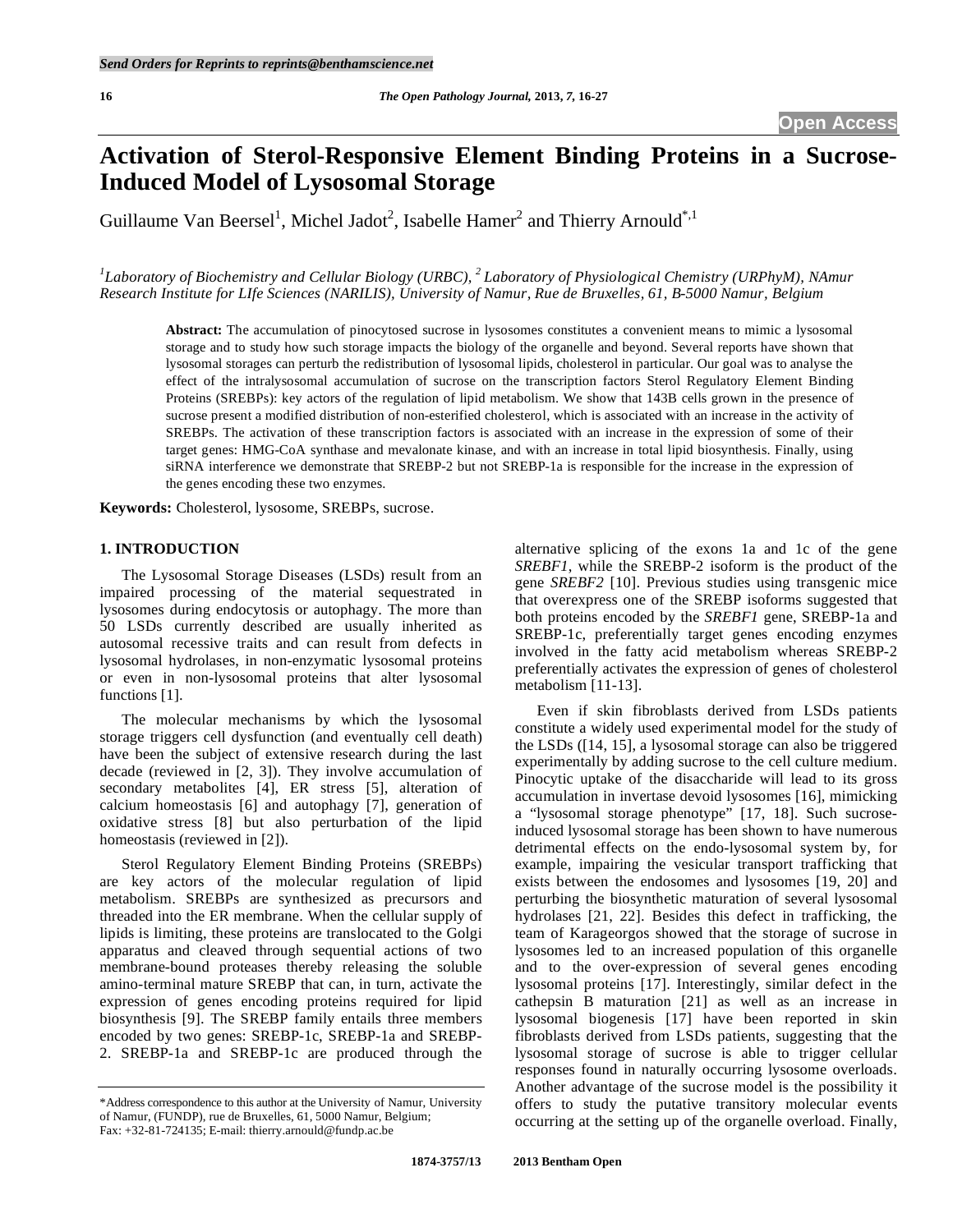Send Orders for Reprints to reprints@benthamscience.net

**Open Access**

# Activation of Sterol-Responsive Element Binding Proteins in a Sucrose-Induced Model of Lysosomal Storage

Guillaume Van Beersel[1], Michel Jadot[2], Isabelle Hamer[2] and Thierry Arnould[*,1]

[1]*Laboratory of Biochemistry and Cellular Biology (URBC),* [2]*Laboratory of Physiological Chemistry (URPhyM), NAmur Research Institute for LIfe Sciences (NARILIS), University of Namur, Rue de Bruxelles, 61, B-5000 Namur, Belgium*

**Abstract:** The accumulation of pinocytosed sucrose in lysosomes constitutes a convenient means to mimic a lysosomal storage and to study how such storage impacts the biology of the organelle and beyond. Several reports have shown that lysosomal storages can perturb the redistribution of lysosomal lipids, cholesterol in particular. Our goal was to analyse the effect of the intralysosomal accumulation of sucrose on the transcription factors Sterol Regulatory Element Binding Proteins (SREBPs): key actors of the regulation of lipid metabolism. We show that 143B cells grown in the presence of sucrose present a modified distribution of non-esterified cholesterol, which is associated with an increase in the activity of SREBPs. The activation of these transcription factors is associated with an increase in the expression of some of their target genes: HMG-CoA synthase and mevalonate kinase, and with an increase in total lipid biosynthesis. Finally, using siRNA interference we demonstrate that SREBP-2 but not SREBP-1a is responsible for the increase in the expression of the genes encoding these two enzymes.

**Keywords:** Cholesterol, lysosome, SREBPs, sucrose.

## 1. INTRODUCTION

The Lysosomal Storage Diseases (LSDs) result from an impaired processing of the material sequestrated in lysosomes during endocytosis or autophagy. The more than 50 LSDs currently described are usually inherited as autosomal recessive traits and can result from defects in lysosomal hydrolases, in non-enzymatic lysosomal proteins or even in non-lysosomal proteins that alter lysosomal functions [1].

The molecular mechanisms by which the lysosomal storage triggers cell dysfunction (and eventually cell death) have been the subject of extensive research during the last decade (reviewed in [2, 3]). They involve accumulation of secondary metabolites [4], ER stress [5], alteration of calcium homeostasis [6] and autophagy [7], generation of oxidative stress [8] but also perturbation of the lipid homeostasis (reviewed in [2]).

Sterol Regulatory Element Binding Proteins (SREBPs) are key actors of the molecular regulation of lipid metabolism. SREBPs are synthesized as precursors and threaded into the ER membrane. When the cellular supply of lipids is limiting, these proteins are translocated to the Golgi apparatus and cleaved through sequential actions of two membrane-bound proteases thereby releasing the soluble amino-terminal mature SREBP that can, in turn, activate the expression of genes encoding proteins required for lipid biosynthesis [9]. The SREBP family entails three members encoded by two genes: SREBP-1c, SREBP-1a and SREBP-2. SREBP-1a and SREBP-1c are produced through the alternative splicing of the exons 1a and 1c of the gene *SREBF1*, while the SREBP-2 isoform is the product of the gene *SREBF2* [10]. Previous studies using transgenic mice that overexpress one of the SREBP isoforms suggested that both proteins encoded by the *SREBF1* gene, SREBP-1a and SREBP-1c, preferentially target genes encoding enzymes involved in the fatty acid metabolism whereas SREBP-2 preferentially activates the expression of genes of cholesterol metabolism [11-13].

Even if skin fibroblasts derived from LSDs patients constitute a widely used experimental model for the study of the LSDs ([14, 15], a lysosomal storage can also be triggered experimentally by adding sucrose to the cell culture medium. Pinocytic uptake of the disaccharide will lead to its gross accumulation in invertase devoid lysosomes [16], mimicking a "lysosomal storage phenotype" [17, 18]. Such sucrose-induced lysosomal storage has been shown to have numerous detrimental effects on the endo-lysosomal system by, for example, impairing the vesicular transport trafficking that exists between the endosomes and lysosomes [19, 20] and perturbing the biosynthetic maturation of several lysosomal hydrolases [21, 22]. Besides this defect in trafficking, the team of Karageorgos showed that the storage of sucrose in lysosomes led to an increased population of this organelle and to the over-expression of several genes encoding lysosomal proteins [17]. Interestingly, similar defect in the cathepsin B maturation [21] as well as an increase in lysosomal biogenesis [17] have been reported in skin fibroblasts derived from LSDs patients, suggesting that the lysosomal storage of sucrose is able to trigger cellular responses found in naturally occurring lysosome overloads. Another advantage of the sucrose model is the possibility it offers to study the putative transitory molecular events occurring at the setting up of the organelle overload. Finally,

*Address correspondence to this author at the University of Namur, University of Namur, (FUNDP), rue de Bruxelles, 61, 5000 Namur, Belgium; Fax: +32-81-724135; E-mail: thierry.arnould@fundp.ac.be

1874-3757/13 2013 Bentham Open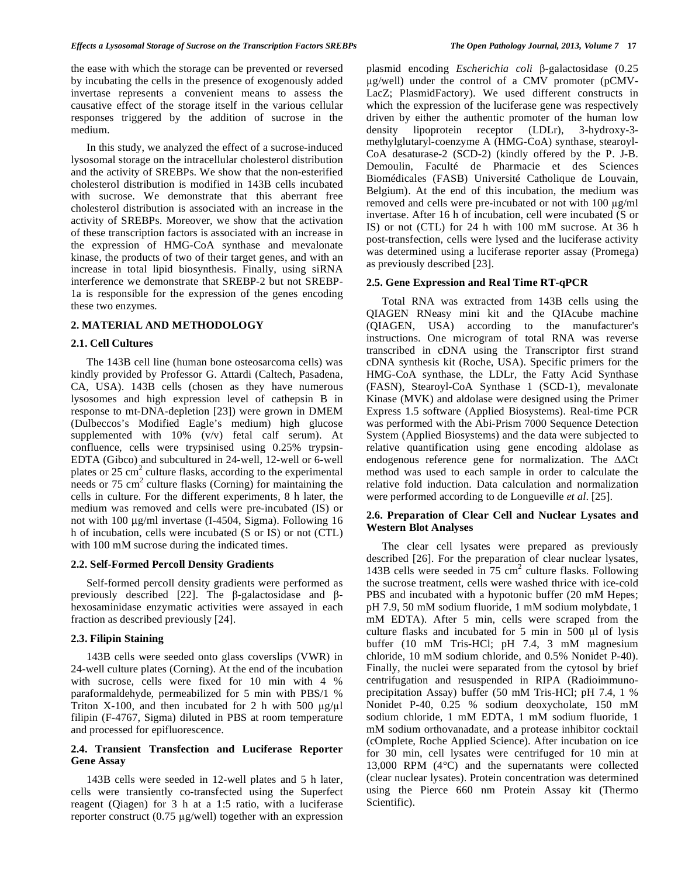the ease with which the storage can be prevented or reversed by incubating the cells in the presence of exogenously added invertase represents a convenient means to assess the causative effect of the storage itself in the various cellular responses triggered by the addition of sucrose in the medium.

In this study, we analyzed the effect of a sucrose-induced lysosomal storage on the intracellular cholesterol distribution and the activity of SREBPs. We show that the non-esterified cholesterol distribution is modified in 143B cells incubated with sucrose. We demonstrate that this aberrant free cholesterol distribution is associated with an increase in the activity of SREBPs. Moreover, we show that the activation of these transcription factors is associated with an increase in the expression of HMG-CoA synthase and mevalonate kinase, the products of two of their target genes, and with an increase in total lipid biosynthesis. Finally, using siRNA interference we demonstrate that SREBP-2 but not SREBP-1a is responsible for the expression of the genes encoding these two enzymes.

## 2. MATERIAL AND METHODOLOGY

### 2.1. Cell Cultures

The 143B cell line (human bone osteosarcoma cells) was kindly provided by Professor G. Attardi (Caltech, Pasadena, CA, USA). 143B cells (chosen as they have numerous lysosomes and high expression level of cathepsin B in response to mt-DNA-depletion [23]) were grown in DMEM (Dulbeccos's Modified Eagle's medium) high glucose supplemented with 10% (v/v) fetal calf serum). At confluence, cells were trypsinised using 0.25% trypsin-EDTA (Gibco) and subcultured in 24-well, 12-well or 6-well plates or 25 $cm^2$ culture flasks, according to the experimental needs or 75 $cm^2$ culture flasks (Corning) for maintaining the cells in culture. For the different experiments, 8 h later, the medium was removed and cells were pre-incubated (IS) or not with 100 µg/ml invertase (I-4504, Sigma). Following 16 h of incubation, cells were incubated (S or IS) or not (CTL) with 100 mM sucrose during the indicated times.

### 2.2. Self-Formed Percoll Density Gradients

Self-formed percoll density gradients were performed as previously described [22]. The β-galactosidase and β-hexosaminidase enzymatic activities were assayed in each fraction as described previously [24].

### 2.3. Filipin Staining

143B cells were seeded onto glass coverslips (VWR) in 24-well culture plates (Corning). At the end of the incubation with sucrose, cells were fixed for 10 min with 4 % paraformaldehyde, permeabilized for 5 min with PBS/1 % Triton X-100, and then incubated for 2 h with 500 µg/µl filipin (F-4767, Sigma) diluted in PBS at room temperature and processed for epifluorescence.

### 2.4. Transient Transfection and Luciferase Reporter Gene Assay

143B cells were seeded in 12-well plates and 5 h later, cells were transiently co-transfected using the Superfect reagent (Qiagen) for 3 h at a 1:5 ratio, with a luciferase reporter construct (0.75 µg/well) together with an expression plasmid encoding *Escherichia coli* β-galactosidase (0.25 µg/well) under the control of a CMV promoter (pCMV-LacZ; PlasmidFactory). We used different constructs in which the expression of the luciferase gene was respectively driven by either the authentic promoter of the human low density lipoprotein receptor (LDLr), 3-hydroxy-3-methylglutaryl-coenzyme A (HMG-CoA) synthase, stearoyl-CoA desaturase-2 (SCD-2) (kindly offered by the P. J-B. Demoulin, Faculté de Pharmacie et des Sciences Biomédicales (FASB) Université Catholique de Louvain, Belgium). At the end of this incubation, the medium was removed and cells were pre-incubated or not with 100 µg/ml invertase. After 16 h of incubation, cell were incubated (S or IS) or not (CTL) for 24 h with 100 mM sucrose. At 36 h post-transfection, cells were lysed and the luciferase activity was determined using a luciferase reporter assay (Promega) as previously described [23].

### 2.5. Gene Expression and Real Time RT-qPCR

Total RNA was extracted from 143B cells using the QIAGEN RNeasy mini kit and the QIAcube machine (QIAGEN, USA) according to the manufacturer's instructions. One microgram of total RNA was reverse transcribed in cDNA using the Transcriptor first strand cDNA synthesis kit (Roche, USA). Specific primers for the HMG-CoA synthase, the LDLr, the Fatty Acid Synthase (FASN), Stearoyl-CoA Synthase 1 (SCD-1), mevalonate Kinase (MVK) and aldolase were designed using the Primer Express 1.5 software (Applied Biosystems). Real-time PCR was performed with the Abi-Prism 7000 Sequence Detection System (Applied Biosystems) and the data were subjected to relative quantification using gene encoding aldolase as endogenous reference gene for normalization. The ΔΔCt method was used to each sample in order to calculate the relative fold induction. Data calculation and normalization were performed according to de Longueville *et al*. [25].

### 2.6. Preparation of Clear Cell and Nuclear Lysates and Western Blot Analyses

The clear cell lysates were prepared as previously described [26]. For the preparation of clear nuclear lysates, 143B cells were seeded in 75 $cm^2$ culture flasks. Following the sucrose treatment, cells were washed thrice with ice-cold PBS and incubated with a hypotonic buffer (20 mM Hepes; pH 7.9, 50 mM sodium fluoride, 1 mM sodium molybdate, 1 mM EDTA). After 5 min, cells were scraped from the culture flasks and incubated for 5 min in 500 µl of lysis buffer (10 mM Tris-HCl; pH 7.4, 3 mM magnesium chloride, 10 mM sodium chloride, and 0.5% Nonidet P-40). Finally, the nuclei were separated from the cytosol by brief centrifugation and resuspended in RIPA (Radioimmuno-precipitation Assay) buffer (50 mM Tris-HCl; pH 7.4, 1 % Nonidet P-40, 0.25 % sodium deoxycholate, 150 mM sodium chloride, 1 mM EDTA, 1 mM sodium fluoride, 1 mM sodium orthovanadate, and a protease inhibitor cocktail (cOmplete, Roche Applied Science). After incubation on ice for 30 min, cell lysates were centrifuged for 10 min at 13,000 RPM (4°C) and the supernatants were collected (clear nuclear lysates). Protein concentration was determined using the Pierce 660 nm Protein Assay kit (Thermo Scientific).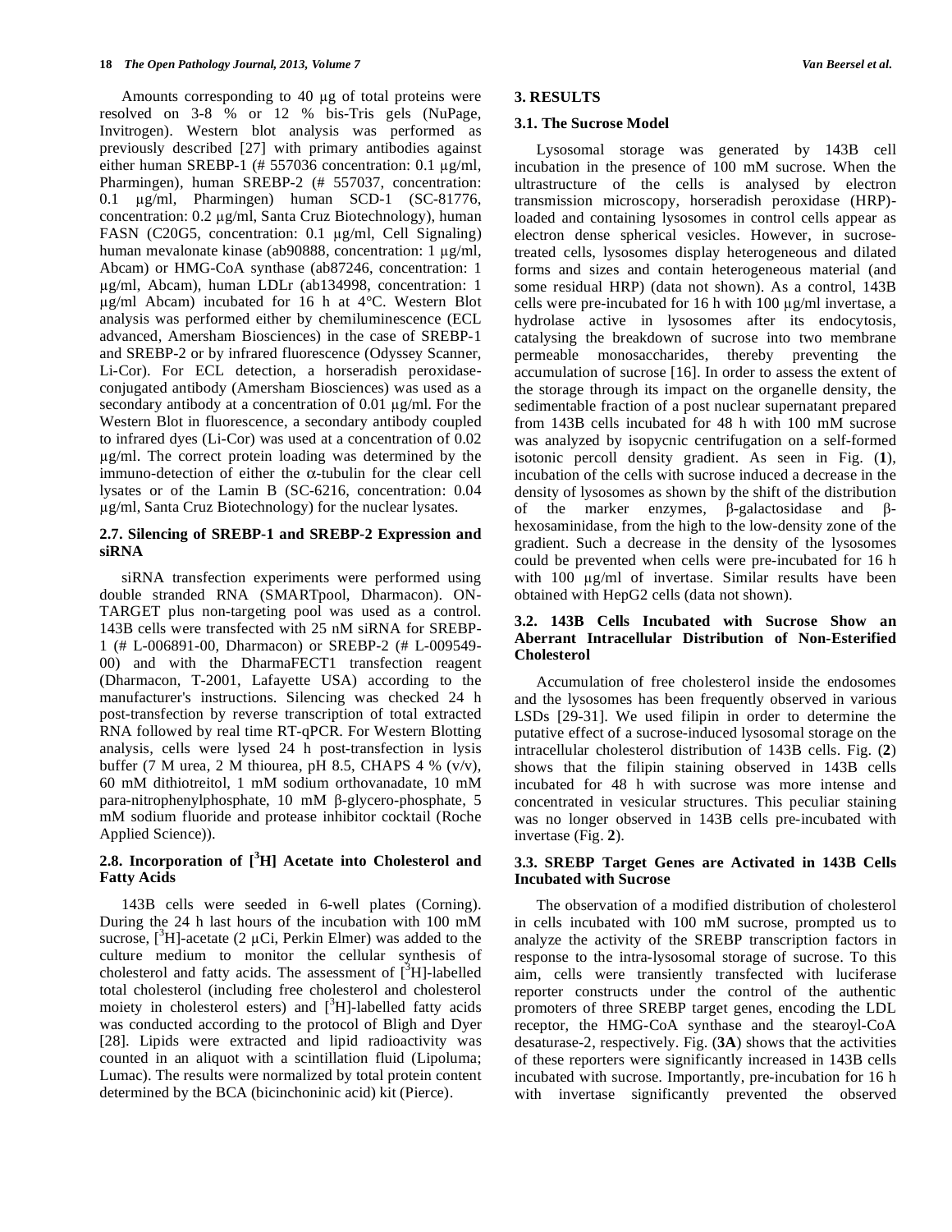Amounts corresponding to 40 µg of total proteins were resolved on 3-8 % or 12 % bis-Tris gels (NuPage, Invitrogen). Western blot analysis was performed as previously described [27] with primary antibodies against either human SREBP-1 (# 557036 concentration: 0.1 µg/ml, Pharmingen), human SREBP-2 (# 557037, concentration: 0.1 µg/ml, Pharmingen) human SCD-1 (SC-81776, concentration: 0.2 µg/ml, Santa Cruz Biotechnology), human FASN (C20G5, concentration: 0.1 µg/ml, Cell Signaling) human mevalonate kinase (ab90888, concentration: 1 µg/ml, Abcam) or HMG-CoA synthase (ab87246, concentration: 1 µg/ml, Abcam), human LDLr (ab134998, concentration: 1 µg/ml Abcam) incubated for 16 h at 4°C. Western Blot analysis was performed either by chemiluminescence (ECL advanced, Amersham Biosciences) in the case of SREBP-1 and SREBP-2 or by infrared fluorescence (Odyssey Scanner, Li-Cor). For ECL detection, a horseradish peroxidase-conjugated antibody (Amersham Biosciences) was used as a secondary antibody at a concentration of 0.01 µg/ml. For the Western Blot in fluorescence, a secondary antibody coupled to infrared dyes (Li-Cor) was used at a concentration of 0.02 µg/ml. The correct protein loading was determined by the immuno-detection of either the α-tubulin for the clear cell lysates or of the Lamin B (SC-6216, concentration: 0.04 µg/ml, Santa Cruz Biotechnology) for the nuclear lysates.

### 2.7. Silencing of SREBP-1 and SREBP-2 Expression and siRNA

siRNA transfection experiments were performed using double stranded RNA (SMARTpool, Dharmacon). ON-TARGET plus non-targeting pool was used as a control. 143B cells were transfected with 25 nM siRNA for SREBP-1 (# L-006891-00, Dharmacon) or SREBP-2 (# L-009549-00) and with the DharmaFECT1 transfection reagent (Dharmacon, T-2001, Lafayette USA) according to the manufacturer's instructions. Silencing was checked 24 h post-transfection by reverse transcription of total extracted RNA followed by real time RT-qPCR. For Western Blotting analysis, cells were lysed 24 h post-transfection in lysis buffer (7 M urea, 2 M thiourea, pH 8.5, CHAPS 4 % (v/v), 60 mM dithiotreitol, 1 mM sodium orthovanadate, 10 mM para-nitrophenylphosphate, 10 mM β-glycero-phosphate, 5 mM sodium fluoride and protease inhibitor cocktail (Roche Applied Science)).

### 2.8. Incorporation of [$^3$H] Acetate into Cholesterol and Fatty Acids

143B cells were seeded in 6-well plates (Corning). During the 24 h last hours of the incubation with 100 mM sucrose, [$^3$H]-acetate (2 µCi, Perkin Elmer) was added to the culture medium to monitor the cellular synthesis of cholesterol and fatty acids. The assessment of [$^3$H]-labelled total cholesterol (including free cholesterol and cholesterol moiety in cholesterol esters) and [$^3$H]-labelled fatty acids was conducted according to the protocol of Bligh and Dyer [28]. Lipids were extracted and lipid radioactivity was counted in an aliquot with a scintillation fluid (Lipoluma; Lumac). The results were normalized by total protein content determined by the BCA (bicinchoninic acid) kit (Pierce).

## 3. RESULTS

### 3.1. The Sucrose Model

Lysosomal storage was generated by 143B cell incubation in the presence of 100 mM sucrose. When the ultrastructure of the cells is analysed by electron transmission microscopy, horseradish peroxidase (HRP)-loaded and containing lysosomes in control cells appear as electron dense spherical vesicles. However, in sucrose-treated cells, lysosomes display heterogeneous and dilated forms and sizes and contain heterogeneous material (and some residual HRP) (data not shown). As a control, 143B cells were pre-incubated for 16 h with 100 µg/ml invertase, a hydrolase active in lysosomes after its endocytosis, catalysing the breakdown of sucrose into two membrane permeable monosaccharides, thereby preventing the accumulation of sucrose [16]. In order to assess the extent of the storage through its impact on the organelle density, the sedimentable fraction of a post nuclear supernatant prepared from 143B cells incubated for 48 h with 100 mM sucrose was analyzed by isopycnic centrifugation on a self-formed isotonic percoll density gradient. As seen in Fig. (**1**), incubation of the cells with sucrose induced a decrease in the density of lysosomes as shown by the shift of the distribution of the marker enzymes, β-galactosidase and β-hexosaminidase, from the high to the low-density zone of the gradient. Such a decrease in the density of the lysosomes could be prevented when cells were pre-incubated for 16 h with 100 µg/ml of invertase. Similar results have been obtained with HepG2 cells (data not shown).

### 3.2. 143B Cells Incubated with Sucrose Show an Aberrant Intracellular Distribution of Non-Esterified Cholesterol

Accumulation of free cholesterol inside the endosomes and the lysosomes has been frequently observed in various LSDs [29-31]. We used filipin in order to determine the putative effect of a sucrose-induced lysosomal storage on the intracellular cholesterol distribution of 143B cells. Fig. (**2**) shows that the filipin staining observed in 143B cells incubated for 48 h with sucrose was more intense and concentrated in vesicular structures. This peculiar staining was no longer observed in 143B cells pre-incubated with invertase (Fig. **2**).

### 3.3. SREBP Target Genes are Activated in 143B Cells Incubated with Sucrose

The observation of a modified distribution of cholesterol in cells incubated with 100 mM sucrose, prompted us to analyze the activity of the SREBP transcription factors in response to the intra-lysosomal storage of sucrose. To this aim, cells were transiently transfected with luciferase reporter constructs under the control of the authentic promoters of three SREBP target genes, encoding the LDL receptor, the HMG-CoA synthase and the stearoyl-CoA desaturase-2, respectively. Fig. (**3A**) shows that the activities of these reporters were significantly increased in 143B cells incubated with sucrose. Importantly, pre-incubation for 16 h with invertase significantly prevented the observed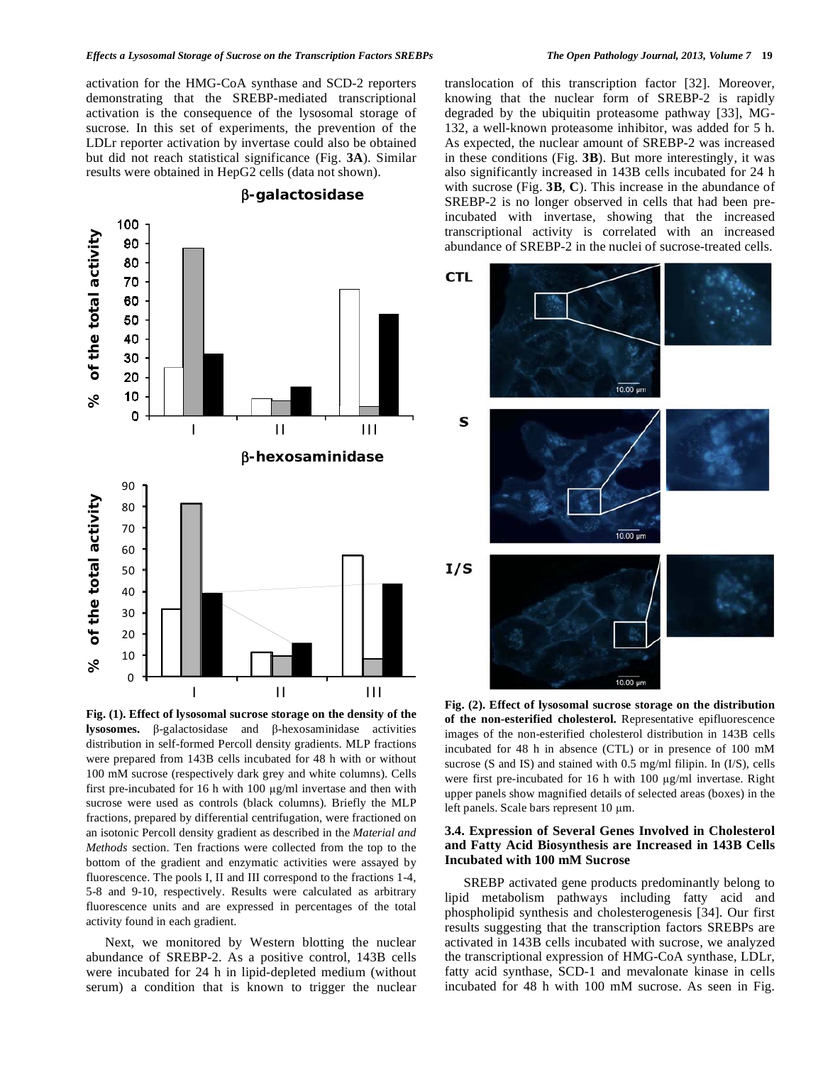activation for the HMG-CoA synthase and SCD-2 reporters demonstrating that the SREBP-mediated transcriptional activation is the consequence of the lysosomal storage of sucrose. In this set of experiments, the prevention of the LDLr reporter activation by invertase could also be obtained but did not reach statistical significance (Fig. **3A**). Similar results were obtained in HepG2 cells (data not shown).

β-galactosidase

% of the total activity

100
90
80
70
60
50
40
30
20
10
0

I
II
III

β-hexosaminidase

% of the total activity

90
80
70
60
50
40
30
20
10
0

I
II
III

**Fig. (1). Effect of lysosomal sucrose storage on the density of the lysosomes.** β-galactosidase and β-hexosaminidase activities distribution in self-formed Percoll density gradients. MLP fractions were prepared from 143B cells incubated for 48 h with or without 100 mM sucrose (respectively dark grey and white columns). Cells first pre-incubated for 16 h with 100 µg/ml invertase and then with sucrose were used as controls (black columns). Briefly the MLP fractions, prepared by differential centrifugation, were fractioned on an isotonic Percoll density gradient as described in the *Material and Methods* section. Ten fractions were collected from the top to the bottom of the gradient and enzymatic activities were assayed by fluorescence. The pools I, II and III correspond to the fractions 1-4, 5-8 and 9-10, respectively. Results were calculated as arbitrary fluorescence units and are expressed in percentages of the total activity found in each gradient.

Next, we monitored by Western blotting the nuclear abundance of SREBP-2. As a positive control, 143B cells were incubated for 24 h in lipid-depleted medium (without serum) a condition that is known to trigger the nuclear translocation of this transcription factor [32]. Moreover, knowing that the nuclear form of SREBP-2 is rapidly degraded by the ubiquitin proteasome pathway [33], MG-132, a well-known proteasome inhibitor, was added for 5 h. As expected, the nuclear amount of SREBP-2 was increased in these conditions (Fig. **3B**). But more interestingly, it was also significantly increased in 143B cells incubated for 24 h with sucrose (Fig. **3B**, **C**). This increase in the abundance of SREBP-2 is no longer observed in cells that had been pre-incubated with invertase, showing that the increased transcriptional activity is correlated with an increased abundance of SREBP-2 in the nuclei of sucrose-treated cells.

CTL

S

I/S

10.00 µm

**Fig. (2). Effect of lysosomal sucrose storage on the distribution of the non-esterified cholesterol.** Representative epifluorescence images of the non-esterified cholesterol distribution in 143B cells incubated for 48 h in absence (CTL) or in presence of 100 mM sucrose (S and IS) and stained with 0.5 mg/ml filipin. In (I/S), cells were first pre-incubated for 16 h with 100 µg/ml invertase. Right upper panels show magnified details of selected areas (boxes) in the left panels. Scale bars represent 10 µm.

### 3.4. Expression of Several Genes Involved in Cholesterol and Fatty Acid Biosynthesis are Increased in 143B Cells Incubated with 100 mM Sucrose

SREBP activated gene products predominantly belong to lipid metabolism pathways including fatty acid and phospholipid synthesis and cholesterogenesis [34]. Our first results suggesting that the transcription factors SREBPs are activated in 143B cells incubated with sucrose, we analyzed the transcriptional expression of HMG-CoA synthase, LDLr, fatty acid synthase, SCD-1 and mevalonate kinase in cells incubated for 48 h with 100 mM sucrose. As seen in Fig.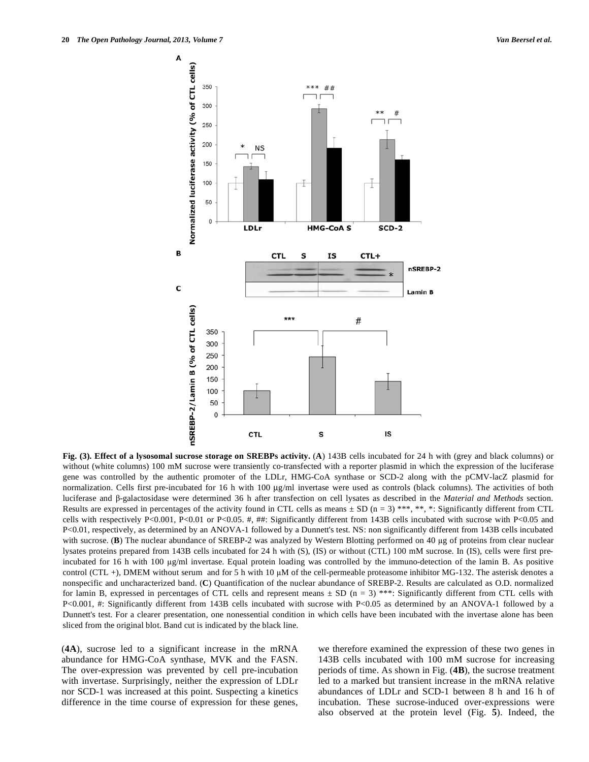A

Normalized luciferase activity (% of CTL cells)

350
300
250
200
150
100
50
0

\* NS

\*\*\* ##

\*\* #

LDLr

HMG-CoA S

SCD-2

B

CTL S IS CTL+

nSREBP-2

\*

Lamin B

C

nSREBP-2/Lamin B (% of CTL cells)

350
300
250
200
150
100
50
0

\*\*\*

#

CTL

S

IS

**Fig. (3). Effect of a lysosomal sucrose storage on SREBPs activity.** (**A**) 143B cells incubated for 24 h with (grey and black columns) or without (white columns) 100 mM sucrose were transiently co-transfected with a reporter plasmid in which the expression of the luciferase gene was controlled by the authentic promoter of the LDLr, HMG-CoA synthase or SCD-2 along with the pCMV-lacZ plasmid for normalization. Cells first pre-incubated for 16 h with 100 μg/ml invertase were used as controls (black columns). The activities of both luciferase and β-galactosidase were determined 36 h after transfection on cell lysates as described in the *Material and Methods* section. Results are expressed in percentages of the activity found in CTL cells as means ± SD (n = 3) \*\*\*, \*\*, \*: Significantly different from CTL cells with respectively P<0.001, P<0.01 or P<0.05. #, ##: Significantly different from 143B cells incubated with sucrose with P<0.05 and P<0.01, respectively, as determined by an ANOVA-1 followed by a Dunnett's test. NS: non significantly different from 143B cells incubated with sucrose. (**B**) The nuclear abundance of SREBP-2 was analyzed by Western Blotting performed on 40 μg of proteins from clear nuclear lysates proteins prepared from 143B cells incubated for 24 h with (S), (IS) or without (CTL) 100 mM sucrose. In (IS), cells were first pre-incubated for 16 h with 100 μg/ml invertase. Equal protein loading was controlled by the immuno-detection of the lamin B. As positive control (CTL +), DMEM without serum and for 5 h with 10 μM of the cell-permeable proteasome inhibitor MG-132. The asterisk denotes a nonspecific and uncharacterized band. (**C**) Quantification of the nuclear abundance of SREBP-2. Results are calculated as O.D. normalized for lamin B, expressed in percentages of CTL cells and represent means ± SD (n = 3) \*\*\*: Significantly different from CTL cells with P<0.001, #: Significantly different from 143B cells incubated with sucrose with P<0.05 as determined by an ANOVA-1 followed by a Dunnett's test. For a clearer presentation, one nonessential condition in which cells have been incubated with the invertase alone has been sliced from the original blot. Band cut is indicated by the black line.

(**4A**), sucrose led to a significant increase in the mRNA abundance for HMG-CoA synthase, MVK and the FASN. The over-expression was prevented by cell pre-incubation with invertase. Surprisingly, neither the expression of LDLr nor SCD-1 was increased at this point. Suspecting a kinetics difference in the time course of expression for these genes, we therefore examined the expression of these two genes in 143B cells incubated with 100 mM sucrose for increasing periods of time. As shown in Fig. (**4B**), the sucrose treatment led to a marked but transient increase in the mRNA relative abundances of LDLr and SCD-1 between 8 h and 16 h of incubation. These sucrose-induced over-expressions were also observed at the protein level (Fig. **5**). Indeed, the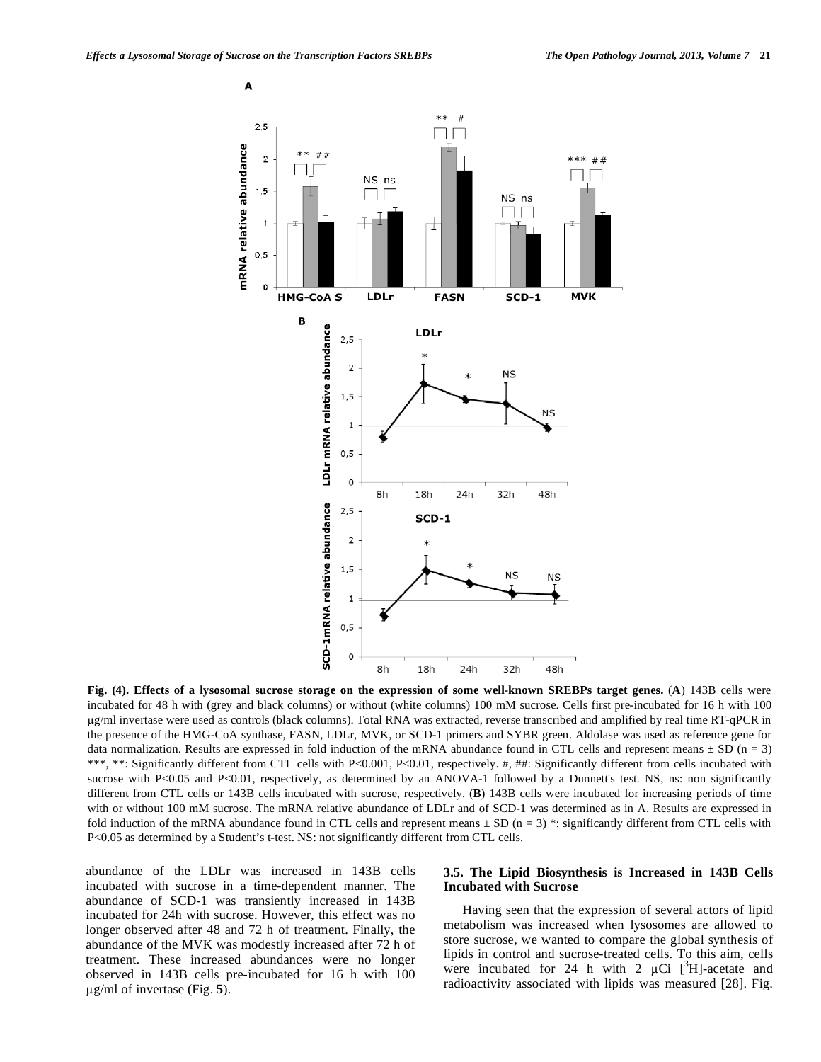A

2.5
2
1.5
1
0.5
0

mRNA relative abundance

** ##

NS ns

** #

*** ##

NS ns

HMG-CoA S LDLr FASN SCD-1 MVK

B

LDLr

LDLr mRNA relative abundance

2,5
2
1,5
1
0,5
0

*
*
NS
NS

8h 18h 24h 32h 48h

SCD-1

SCD-1mRNA relative abundance

2,5
2
1,5
1
0,5
0

*
*
NS NS

8h 18h 24h 32h 48h

**Fig. (4). Effects of a lysosomal sucrose storage on the expression of some well-known SREBPs target genes.** (**A**) 143B cells were incubated for 48 h with (grey and black columns) or without (white columns) 100 mM sucrose. Cells first pre-incubated for 16 h with 100 µg/ml invertase were used as controls (black columns). Total RNA was extracted, reverse transcribed and amplified by real time RT-qPCR in the presence of the HMG-CoA synthase, FASN, LDLr, MVK, or SCD-1 primers and SYBR green. Aldolase was used as reference gene for data normalization. Results are expressed in fold induction of the mRNA abundance found in CTL cells and represent means ± SD (n = 3) ***, **: Significantly different from CTL cells with P<0.001, P<0.01, respectively. #, ##: Significantly different from cells incubated with sucrose with P<0.05 and P<0.01, respectively, as determined by an ANOVA-1 followed by a Dunnett's test. NS, ns: non significantly different from CTL cells or 143B cells incubated with sucrose, respectively. (**B**) 143B cells were incubated for increasing periods of time with or without 100 mM sucrose. The mRNA relative abundance of LDLr and of SCD-1 was determined as in A. Results are expressed in fold induction of the mRNA abundance found in CTL cells and represent means ± SD (n = 3) *: significantly different from CTL cells with P<0.05 as determined by a Student's t-test. NS: not significantly different from CTL cells.

abundance of the LDLr was increased in 143B cells incubated with sucrose in a time-dependent manner. The abundance of SCD-1 was transiently increased in 143B incubated for 24h with sucrose. However, this effect was no longer observed after 48 and 72 h of treatment. Finally, the abundance of the MVK was modestly increased after 72 h of treatment. These increased abundances were no longer observed in 143B cells pre-incubated for 16 h with 100 µg/ml of invertase (Fig. **5**).

### 3.5. The Lipid Biosynthesis is Increased in 143B Cells Incubated with Sucrose

Having seen that the expression of several actors of lipid metabolism was increased when lysosomes are allowed to store sucrose, we wanted to compare the global synthesis of lipids in control and sucrose-treated cells. To this aim, cells were incubated for 24 h with 2 µCi [$^3$H]-acetate and radioactivity associated with lipids was measured [28]. Fig.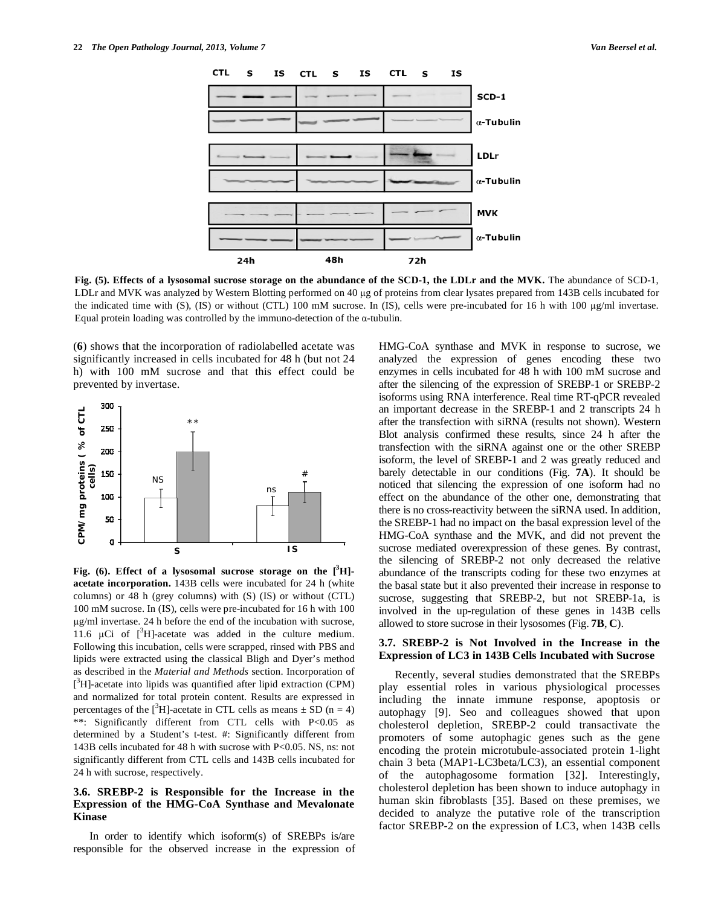**Fig. (5). Effects of a lysosomal sucrose storage on the abundance of the SCD-1, the LDLr and the MVK.** The abundance of SCD-1, LDLr and MVK was analyzed by Western Blotting performed on 40 μg of proteins from clear lysates prepared from 143B cells incubated for the indicated time with (S), (IS) or without (CTL) 100 mM sucrose. In (IS), cells were pre-incubated for 16 h with 100 μg/ml invertase. Equal protein loading was controlled by the immuno-detection of the α-tubulin.

(**6**) shows that the incorporation of radiolabelled acetate was significantly increased in cells incubated for 48 h (but not 24 h) with 100 mM sucrose and that this effect could be prevented by invertase.

**Fig. (6). Effect of a lysosomal sucrose storage on the [$^3$H]-acetate incorporation.** 143B cells were incubated for 24 h (white columns) or 48 h (grey columns) with (S) (IS) or without (CTL) 100 mM sucrose. In (IS), cells were pre-incubated for 16 h with 100 μg/ml invertase. 24 h before the end of the incubation with sucrose, 11.6 μCi of [$^3$H]-acetate was added in the culture medium. Following this incubation, cells were scrapped, rinsed with PBS and lipids were extracted using the classical Bligh and Dyer's method as described in the *Material and Methods* section. Incorporation of [$^3$H]-acetate into lipids was quantified after lipid extraction (CPM) and normalized for total protein content. Results are expressed in percentages of the [$^3$H]-acetate in CTL cells as means ± SD (n = 4) **: Significantly different from CTL cells with P<0.05 as determined by a Student's t-test. #: Significantly different from 143B cells incubated for 48 h with sucrose with P<0.05. NS, ns: not significantly different from CTL cells and 143B cells incubated for 24 h with sucrose, respectively.

### 3.6. SREBP-2 is Responsible for the Increase in the Expression of the HMG-CoA Synthase and Mevalonate Kinase

In order to identify which isoform(s) of SREBPs is/are responsible for the observed increase in the expression of HMG-CoA synthase and MVK in response to sucrose, we analyzed the expression of genes encoding these two enzymes in cells incubated for 48 h with 100 mM sucrose and after the silencing of the expression of SREBP-1 or SREBP-2 isoforms using RNA interference. Real time RT-qPCR revealed an important decrease in the SREBP-1 and 2 transcripts 24 h after the transfection with siRNA (results not shown). Western Blot analysis confirmed these results, since 24 h after the transfection with the siRNA against one or the other SREBP isoform, the level of SREBP-1 and 2 was greatly reduced and barely detectable in our conditions (Fig. **7A**). It should be noticed that silencing the expression of one isoform had no effect on the abundance of the other one, demonstrating that there is no cross-reactivity between the siRNA used. In addition, the SREBP-1 had no impact on the basal expression level of the HMG-CoA synthase and the MVK, and did not prevent the sucrose mediated overexpression of these genes. By contrast, the silencing of SREBP-2 not only decreased the relative abundance of the transcripts coding for these two enzymes at the basal state but it also prevented their increase in response to sucrose, suggesting that SREBP-2, but not SREBP-1a, is involved in the up-regulation of these genes in 143B cells allowed to store sucrose in their lysosomes (Fig. **7B**, **C**).

### 3.7. SREBP-2 is Not Involved in the Increase in the Expression of LC3 in 143B Cells Incubated with Sucrose

Recently, several studies demonstrated that the SREBPs play essential roles in various physiological processes including the innate immune response, apoptosis or autophagy [9]. Seo and colleagues showed that upon cholesterol depletion, SREBP-2 could transactivate the promoters of some autophagic genes such as the gene encoding the protein microtubule-associated protein 1-light chain 3 beta (MAP1-LC3beta/LC3), an essential component of the autophagosome formation [32]. Interestingly, cholesterol depletion has been shown to induce autophagy in human skin fibroblasts [35]. Based on these premises, we decided to analyze the putative role of the transcription factor SREBP-2 on the expression of LC3, when 143B cells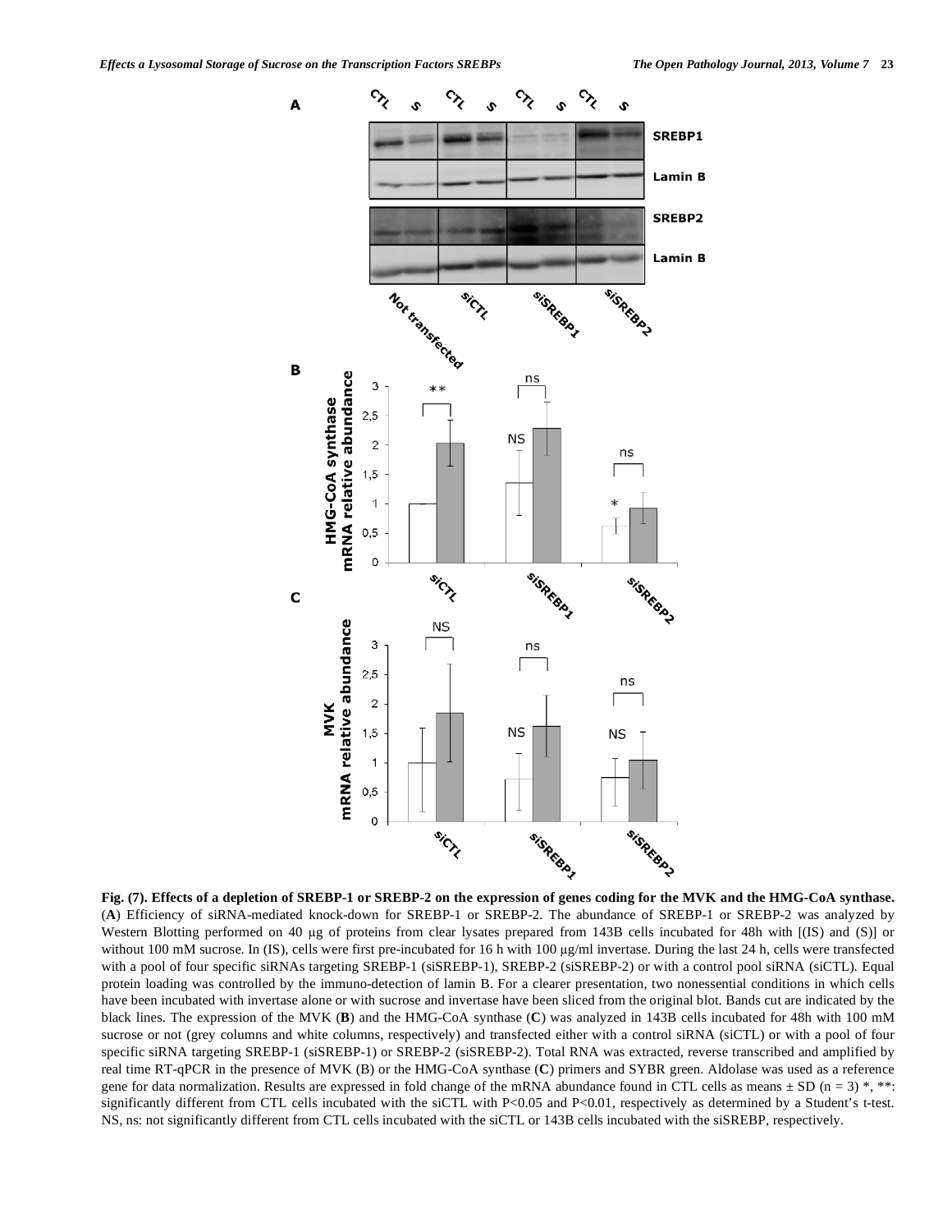**Fig. (7). Effects of a depletion of SREBP-1 or SREBP-2 on the expression of genes coding for the MVK and the HMG-CoA synthase.** (**A**) Efficiency of siRNA-mediated knock-down for SREBP-1 or SREBP-2. The abundance of SREBP-1 or SREBP-2 was analyzed by Western Blotting performed on 40 µg of proteins from clear lysates prepared from 143B cells incubated for 48h with [(IS) and (S)] or without 100 mM sucrose. In (IS), cells were first pre-incubated for 16 h with 100 µg/ml invertase. During the last 24 h, cells were transfected with a pool of four specific siRNAs targeting SREBP-1 (siSREBP-1), SREBP-2 (siSREBP-2) or with a control pool siRNA (siCTL). Equal protein loading was controlled by the immuno-detection of lamin B. For a clearer presentation, two nonessential conditions in which cells have been incubated with invertase alone or with sucrose and invertase have been sliced from the original blot. Bands cut are indicated by the black lines. The expression of the MVK (**B**) and the HMG-CoA synthase (**C**) was analyzed in 143B cells incubated for 48h with 100 mM sucrose or not (grey columns and white columns, respectively) and transfected either with a control siRNA (siCTL) or with a pool of four specific siRNA targeting SREBP-1 (siSREBP-1) or SREBP-2 (siSREBP-2). Total RNA was extracted, reverse transcribed and amplified by real time RT-qPCR in the presence of MVK (B) or the HMG-CoA synthase (**C**) primers and SYBR green. Aldolase was used as a reference gene for data normalization. Results are expressed in fold change of the mRNA abundance found in CTL cells as means ± SD (n = 3) *, **: significantly different from CTL cells incubated with the siCTL with P<0.05 and P<0.01, respectively as determined by a Student's t-test. NS, ns: not significantly different from CTL cells incubated with the siCTL or 143B cells incubated with the siSREBP, respectively.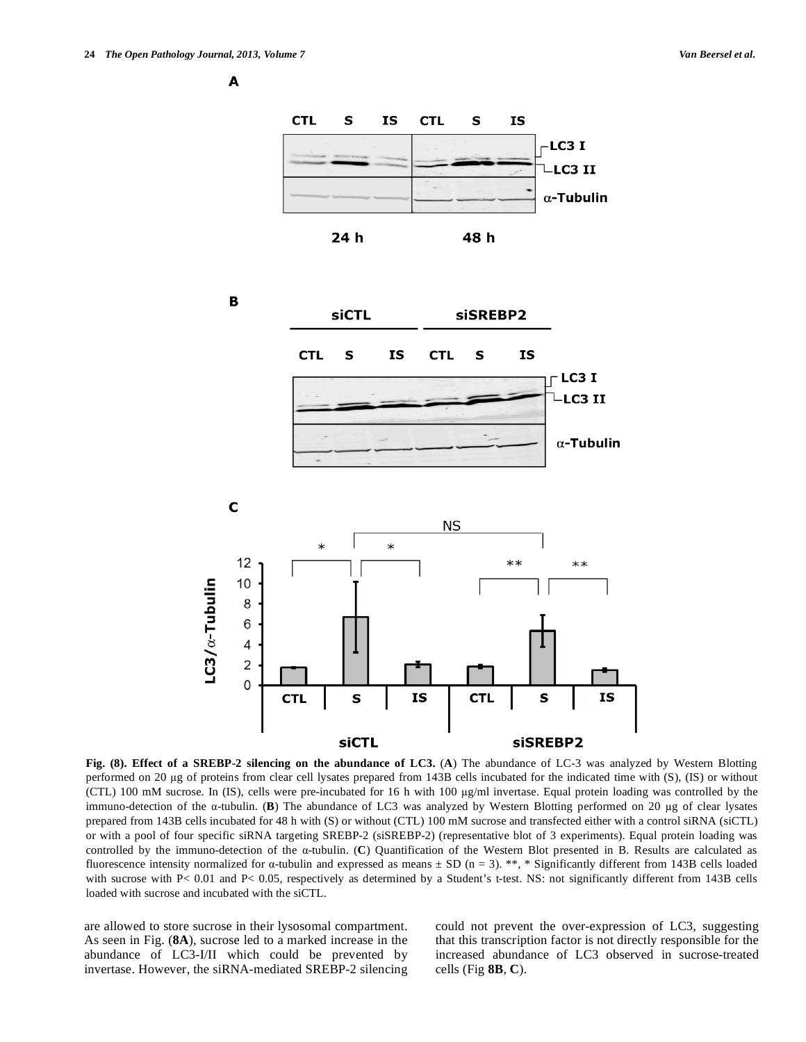**Fig. (8). Effect of a SREBP-2 silencing on the abundance of LC3.** (**A**) The abundance of LC-3 was analyzed by Western Blotting performed on 20 μg of proteins from clear cell lysates prepared from 143B cells incubated for the indicated time with (S), (IS) or without (CTL) 100 mM sucrose. In (IS), cells were pre-incubated for 16 h with 100 μg/ml invertase. Equal protein loading was controlled by the immuno-detection of the α-tubulin. (**B**) The abundance of LC3 was analyzed by Western Blotting performed on 20 μg of clear lysates prepared from 143B cells incubated for 48 h with (S) or without (CTL) 100 mM sucrose and transfected either with a control siRNA (siCTL) or with a pool of four specific siRNA targeting SREBP-2 (siSREBP-2) (representative blot of 3 experiments). Equal protein loading was controlled by the immuno-detection of the α-tubulin. (**C**) Quantification of the Western Blot presented in B. Results are calculated as fluorescence intensity normalized for α-tubulin and expressed as means ± SD (n = 3). **, * Significantly different from 143B cells loaded with sucrose with P< 0.01 and P< 0.05, respectively as determined by a Student's t-test. NS: not significantly different from 143B cells loaded with sucrose and incubated with the siCTL.

are allowed to store sucrose in their lysosomal compartment. As seen in Fig. (**8A**), sucrose led to a marked increase in the abundance of LC3-I/II which could be prevented by invertase. However, the siRNA-mediated SREBP-2 silencing could not prevent the over-expression of LC3, suggesting that this transcription factor is not directly responsible for the increased abundance of LC3 observed in sucrose-treated cells (Fig **8B**, **C**).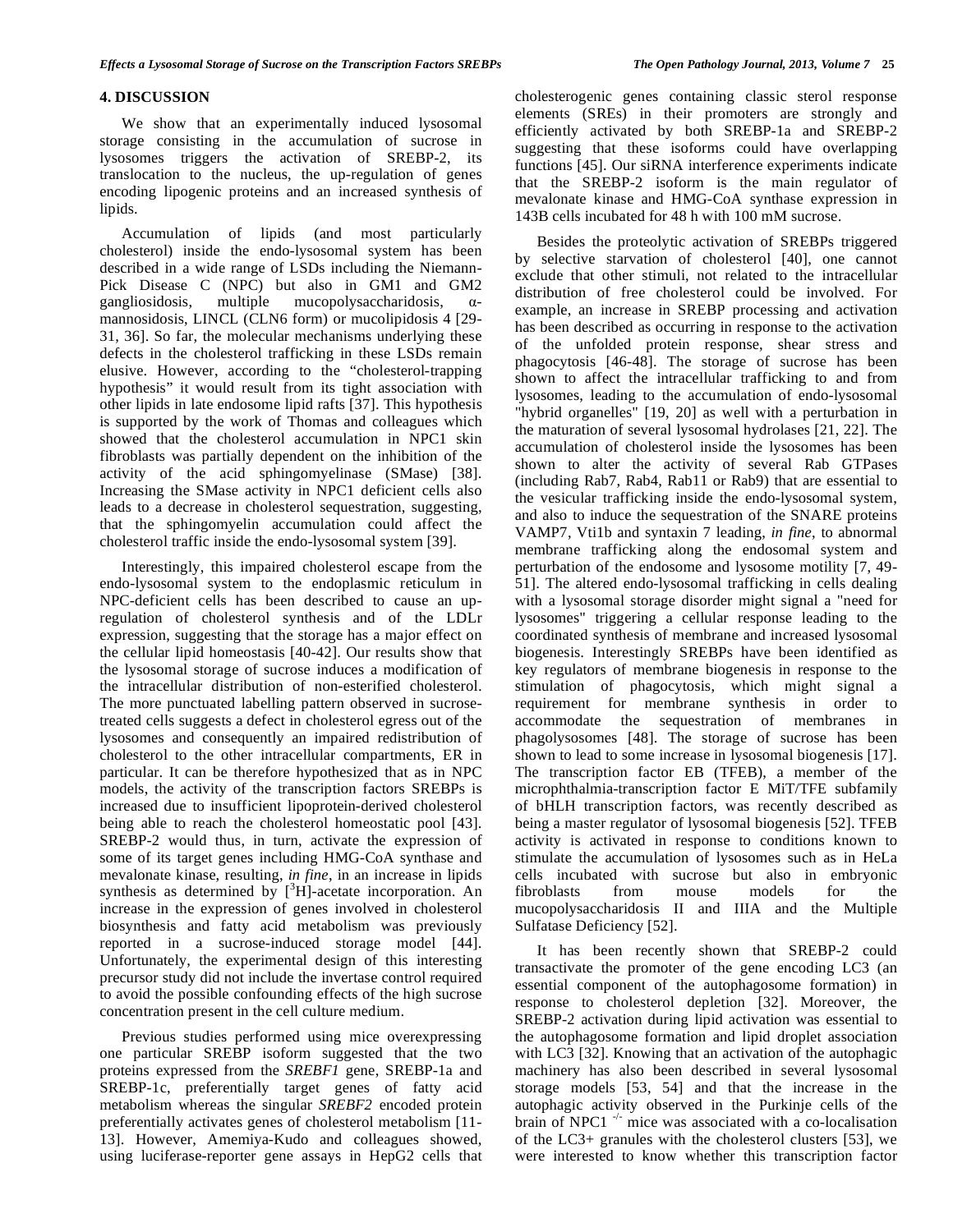## 4. DISCUSSION

We show that an experimentally induced lysosomal storage consisting in the accumulation of sucrose in lysosomes triggers the activation of SREBP-2, its translocation to the nucleus, the up-regulation of genes encoding lipogenic proteins and an increased synthesis of lipids.

Accumulation of lipids (and most particularly cholesterol) inside the endo-lysosomal system has been described in a wide range of LSDs including the Niemann-Pick Disease C (NPC) but also in GM1 and GM2 gangliosidosis, multiple mucopolysaccharidosis, α-mannosidosis, LINCL (CLN6 form) or mucolipidosis 4 [29-31, 36]. So far, the molecular mechanisms underlying these defects in the cholesterol trafficking in these LSDs remain elusive. However, according to the "cholesterol-trapping hypothesis" it would result from its tight association with other lipids in late endosome lipid rafts [37]. This hypothesis is supported by the work of Thomas and colleagues which showed that the cholesterol accumulation in NPC1 skin fibroblasts was partially dependent on the inhibition of the activity of the acid sphingomyelinase (SMase) [38]. Increasing the SMase activity in NPC1 deficient cells also leads to a decrease in cholesterol sequestration, suggesting, that the sphingomyelin accumulation could affect the cholesterol traffic inside the endo-lysosomal system [39].

Interestingly, this impaired cholesterol escape from the endo-lysosomal system to the endoplasmic reticulum in NPC-deficient cells has been described to cause an up-regulation of cholesterol synthesis and of the LDLr expression, suggesting that the storage has a major effect on the cellular lipid homeostasis [40-42]. Our results show that the lysosomal storage of sucrose induces a modification of the intracellular distribution of non-esterified cholesterol. The more punctuated labelling pattern observed in sucrose-treated cells suggests a defect in cholesterol egress out of the lysosomes and consequently an impaired redistribution of cholesterol to the other intracellular compartments, ER in particular. It can be therefore hypothesized that as in NPC models, the activity of the transcription factors SREBPs is increased due to insufficient lipoprotein-derived cholesterol being able to reach the cholesterol homeostatic pool [43]. SREBP-2 would thus, in turn, activate the expression of some of its target genes including HMG-CoA synthase and mevalonate kinase, resulting, *in fine*, in an increase in lipids synthesis as determined by $[^3H]$-acetate incorporation. An increase in the expression of genes involved in cholesterol biosynthesis and fatty acid metabolism was previously reported in a sucrose-induced storage model [44]. Unfortunately, the experimental design of this interesting precursor study did not include the invertase control required to avoid the possible confounding effects of the high sucrose concentration present in the cell culture medium.

Previous studies performed using mice overexpressing one particular SREBP isoform suggested that the two proteins expressed from the *SREBF1* gene, SREBP-1a and SREBP-1c, preferentially target genes of fatty acid metabolism whereas the singular *SREBF2* encoded protein preferentially activates genes of cholesterol metabolism [11-13]. However, Amemiya-Kudo and colleagues showed, using luciferase-reporter gene assays in HepG2 cells that cholesterogenic genes containing classic sterol response elements (SREs) in their promoters are strongly and efficiently activated by both SREBP-1a and SREBP-2 suggesting that these isoforms could have overlapping functions [45]. Our siRNA interference experiments indicate that the SREBP-2 isoform is the main regulator of mevalonate kinase and HMG-CoA synthase expression in 143B cells incubated for 48 h with 100 mM sucrose.

Besides the proteolytic activation of SREBPs triggered by selective starvation of cholesterol [40], one cannot exclude that other stimuli, not related to the intracellular distribution of free cholesterol could be involved. For example, an increase in SREBP processing and activation has been described as occurring in response to the activation of the unfolded protein response, shear stress and phagocytosis [46-48]. The storage of sucrose has been shown to affect the intracellular trafficking to and from lysosomes, leading to the accumulation of endo-lysosomal "hybrid organelles" [19, 20] as well with a perturbation in the maturation of several lysosomal hydrolases [21, 22]. The accumulation of cholesterol inside the lysosomes has been shown to alter the activity of several Rab GTPases (including Rab7, Rab4, Rab11 or Rab9) that are essential to the vesicular trafficking inside the endo-lysosomal system, and also to induce the sequestration of the SNARE proteins VAMP7, Vti1b and syntaxin 7 leading, *in fine*, to abnormal membrane trafficking along the endosomal system and perturbation of the endosome and lysosome motility [7, 49-51]. The altered endo-lysosomal trafficking in cells dealing with a lysosomal storage disorder might signal a "need for lysosomes" triggering a cellular response leading to the coordinated synthesis of membrane and increased lysosomal biogenesis. Interestingly SREBPs have been identified as key regulators of membrane biogenesis in response to the stimulation of phagocytosis, which might signal a requirement for membrane synthesis in order to accommodate the sequestration of membranes in phagolysosomes [48]. The storage of sucrose has been shown to lead to some increase in lysosomal biogenesis [17]. The transcription factor EB (TFEB), a member of the microphthalmia-transcription factor E MiT/TFE subfamily of bHLH transcription factors, was recently described as being a master regulator of lysosomal biogenesis [52]. TFEB activity is activated in response to conditions known to stimulate the accumulation of lysosomes such as in HeLa cells incubated with sucrose but also in embryonic fibroblasts from mouse models for the mucopolysaccharidosis II and IIIA and the Multiple Sulfatase Deficiency [52].

It has been recently shown that SREBP-2 could transactivate the promoter of the gene encoding LC3 (an essential component of the autophagosome formation) in response to cholesterol depletion [32]. Moreover, the SREBP-2 activation during lipid activation was essential to the autophagosome formation and lipid droplet association with LC3 [32]. Knowing that an activation of the autophagic machinery has also been described in several lysosomal storage models [53, 54] and that the increase in the autophagic activity observed in the Purkinje cells of the brain of NPC1 $^{-/-}$ mice was associated with a co-localisation of the LC3+ granules with the cholesterol clusters [53], we were interested to know whether this transcription factor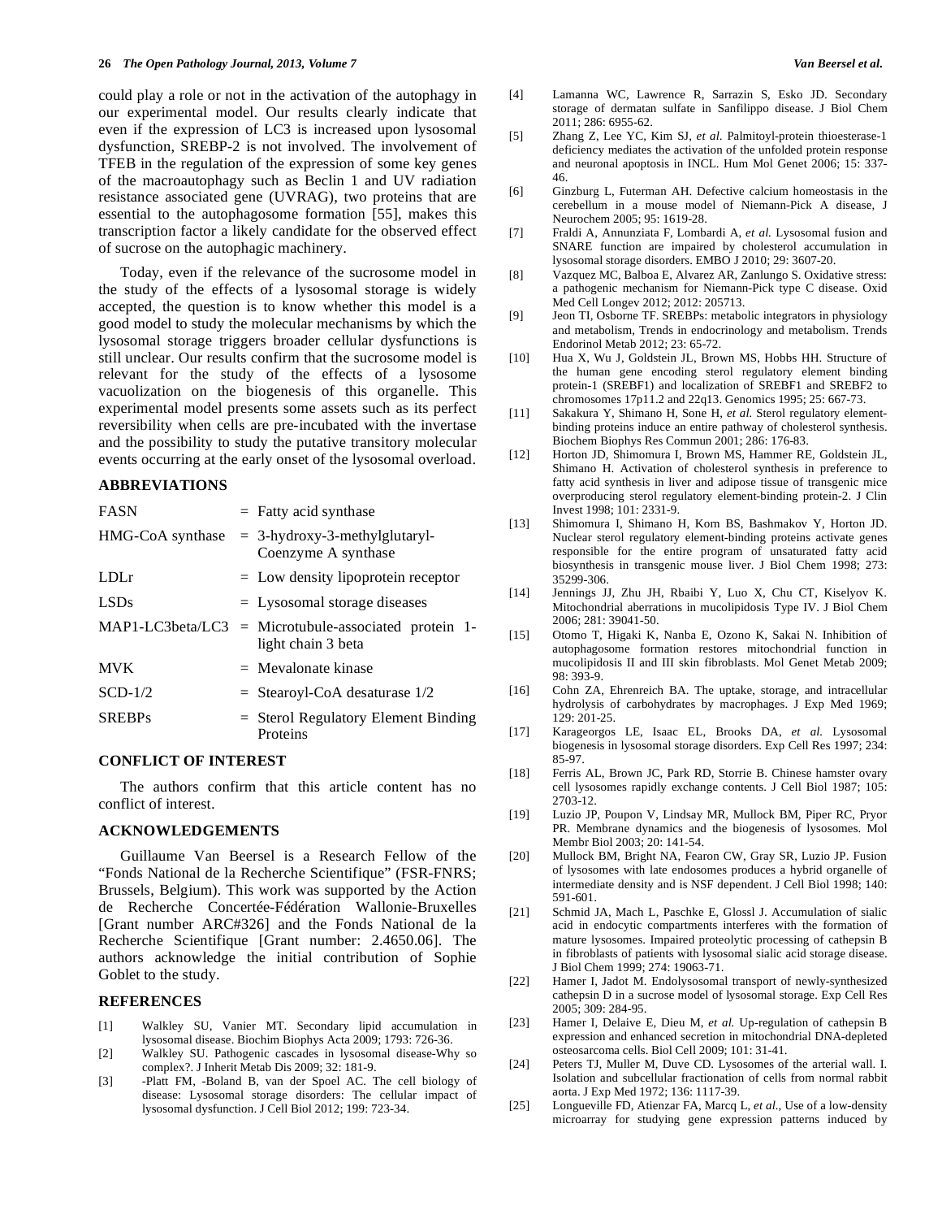could play a role or not in the activation of the autophagy in our experimental model. Our results clearly indicate that even if the expression of LC3 is increased upon lysosomal dysfunction, SREBP-2 is not involved. The involvement of TFEB in the regulation of the expression of some key genes of the macroautophagy such as Beclin 1 and UV radiation resistance associated gene (UVRAG), two proteins that are essential to the autophagosome formation [55], makes this transcription factor a likely candidate for the observed effect of sucrose on the autophagic machinery.

Today, even if the relevance of the sucrosome model in the study of the effects of a lysosomal storage is widely accepted, the question is to know whether this model is a good model to study the molecular mechanisms by which the lysosomal storage triggers broader cellular dysfunctions is still unclear. Our results confirm that the sucrosome model is relevant for the study of the effects of a lysosome vacuolization on the biogenesis of this organelle. This experimental model presents some assets such as its perfect reversibility when cells are pre-incubated with the invertase and the possibility to study the putative transitory molecular events occurring at the early onset of the lysosomal overload.

## ABBREVIATIONS

| | |
|---|---|
| FASN | = Fatty acid synthase |
| HMG-CoA synthase | = 3-hydroxy-3-methylglutaryl-Coenzyme A synthase |
| LDLr | = Low density lipoprotein receptor |
| LSDs | = Lysosomal storage diseases |
| MAP1-LC3beta/LC3 | = Microtubule-associated protein 1-light chain 3 beta |
| MVK | = Mevalonate kinase |
| SCD-1/2 | = Stearoyl-CoA desaturase 1/2 |
| SREBPs | = Sterol Regulatory Element Binding Proteins |

## CONFLICT OF INTEREST

The authors confirm that this article content has no conflict of interest.

## ACKNOWLEDGEMENTS

Guillaume Van Beersel is a Research Fellow of the "Fonds National de la Recherche Scientifique" (FSR-FNRS; Brussels, Belgium). This work was supported by the Action de Recherche Concertée-Fédération Wallonie-Bruxelles [Grant number ARC#326] and the Fonds National de la Recherche Scientifique [Grant number: 2.4650.06]. The authors acknowledge the initial contribution of Sophie Goblet to the study.

## REFERENCES

[1] Walkley SU, Vanier MT. Secondary lipid accumulation in lysosomal disease. Biochim Biophys Acta 2009; 1793: 726-36.

[2] Walkley SU. Pathogenic cascades in lysosomal disease-Why so complex?. J Inherit Metab Dis 2009; 32: 181-9.

[3] -Platt FM, -Boland B, van der Spoel AC. The cell biology of disease: Lysosomal storage disorders: The cellular impact of lysosomal dysfunction. J Cell Biol 2012; 199: 723-34.

[4] Lamanna WC, Lawrence R, Sarrazin S, Esko JD. Secondary storage of dermatan sulfate in Sanfilippo disease. J Biol Chem 2011; 286: 6955-62.

[5] Zhang Z, Lee YC, Kim SJ, *et al.* Palmitoyl-protein thioesterase-1 deficiency mediates the activation of the unfolded protein response and neuronal apoptosis in INCL. Hum Mol Genet 2006; 15: 337-46.

[6] Ginzburg L, Futerman AH. Defective calcium homeostasis in the cerebellum in a mouse model of Niemann-Pick A disease, J Neurochem 2005; 95: 1619-28.

[7] Fraldi A, Annunziata F, Lombardi A, *et al.* Lysosomal fusion and SNARE function are impaired by cholesterol accumulation in lysosomal storage disorders. EMBO J 2010; 29: 3607-20.

[8] Vazquez MC, Balboa E, Alvarez AR, Zanlungo S. Oxidative stress: a pathogenic mechanism for Niemann-Pick type C disease. Oxid Med Cell Longev 2012; 2012: 205713.

[9] Jeon TI, Osborne TF. SREBPs: metabolic integrators in physiology and metabolism, Trends in endocrinology and metabolism. Trends Endorinol Metab 2012; 23: 65-72.

[10] Hua X, Wu J, Goldstein JL, Brown MS, Hobbs HH. Structure of the human gene encoding sterol regulatory element binding protein-1 (SREBF1) and localization of SREBF1 and SREBF2 to chromosomes 17p11.2 and 22q13. Genomics 1995; 25: 667-73.

[11] Sakakura Y, Shimano H, Sone H, *et al.* Sterol regulatory element-binding proteins induce an entire pathway of cholesterol synthesis. Biochem Biophys Res Commun 2001; 286: 176-83.

[12] Horton JD, Shimomura I, Brown MS, Hammer RE, Goldstein JL, Shimano H. Activation of cholesterol synthesis in preference to fatty acid synthesis in liver and adipose tissue of transgenic mice overproducing sterol regulatory element-binding protein-2. J Clin Invest 1998; 101: 2331-9.

[13] Shimomura I, Shimano H, Korn BS, Bashmakov Y, Horton JD. Nuclear sterol regulatory element-binding proteins activate genes responsible for the entire program of unsaturated fatty acid biosynthesis in transgenic mouse liver. J Biol Chem 1998; 273: 35299-306.

[14] Jennings JJ, Zhu JH, Rbaibi Y, Luo X, Chu CT, Kiselyov K. Mitochondrial aberrations in mucolipidosis Type IV. J Biol Chem 2006; 281: 39041-50.

[15] Otomo T, Higaki K, Nanba E, Ozono K, Sakai N. Inhibition of autophagosome formation restores mitochondrial function in mucolipidosis II and III skin fibroblasts. Mol Genet Metab 2009; 98: 393-9.

[16] Cohn ZA, Ehrenreich BA. The uptake, storage, and intracellular hydrolysis of carbohydrates by macrophages. J Exp Med 1969; 129: 201-25.

[17] Karageorgos LE, Isaac EL, Brooks DA, *et al.* Lysosomal biogenesis in lysosomal storage disorders. Exp Cell Res 1997; 234: 85-97.

[18] Ferris AL, Brown JC, Park RD, Storrie B. Chinese hamster ovary cell lysosomes rapidly exchange contents. J Cell Biol 1987; 105: 2703-12.

[19] Luzio JP, Poupon V, Lindsay MR, Mullock BM, Piper RC, Pryor PR. Membrane dynamics and the biogenesis of lysosomes. Mol Membr Biol 2003; 20: 141-54.

[20] Mullock BM, Bright NA, Fearon CW, Gray SR, Luzio JP. Fusion of lysosomes with late endosomes produces a hybrid organelle of intermediate density and is NSF dependent. J Cell Biol 1998; 140: 591-601.

[21] Schmid JA, Mach L, Paschke E, Glossl J. Accumulation of sialic acid in endocytic compartments interferes with the formation of mature lysosomes. Impaired proteolytic processing of cathepsin B in fibroblasts of patients with lysosomal sialic acid storage disease. J Biol Chem 1999; 274: 19063-71.

[22] Hamer I, Jadot M. Endolysosomal transport of newly-synthesized cathepsin D in a sucrose model of lysosomal storage. Exp Cell Res 2005; 309: 284-95.

[23] Hamer I, Delaive E, Dieu M, *et al.* Up-regulation of cathepsin B expression and enhanced secretion in mitochondrial DNA-depleted osteosarcoma cells. Biol Cell 2009; 101: 31-41.

[24] Peters TJ, Muller M, Duve CD. Lysosomes of the arterial wall. I. Isolation and subcellular fractionation of cells from normal rabbit aorta. J Exp Med 1972; 136: 1117-39.

[25] Longueville FD, Atienzar FA, Marcq L, *et al.*, Use of a low-density microarray for studying gene expression patterns induced by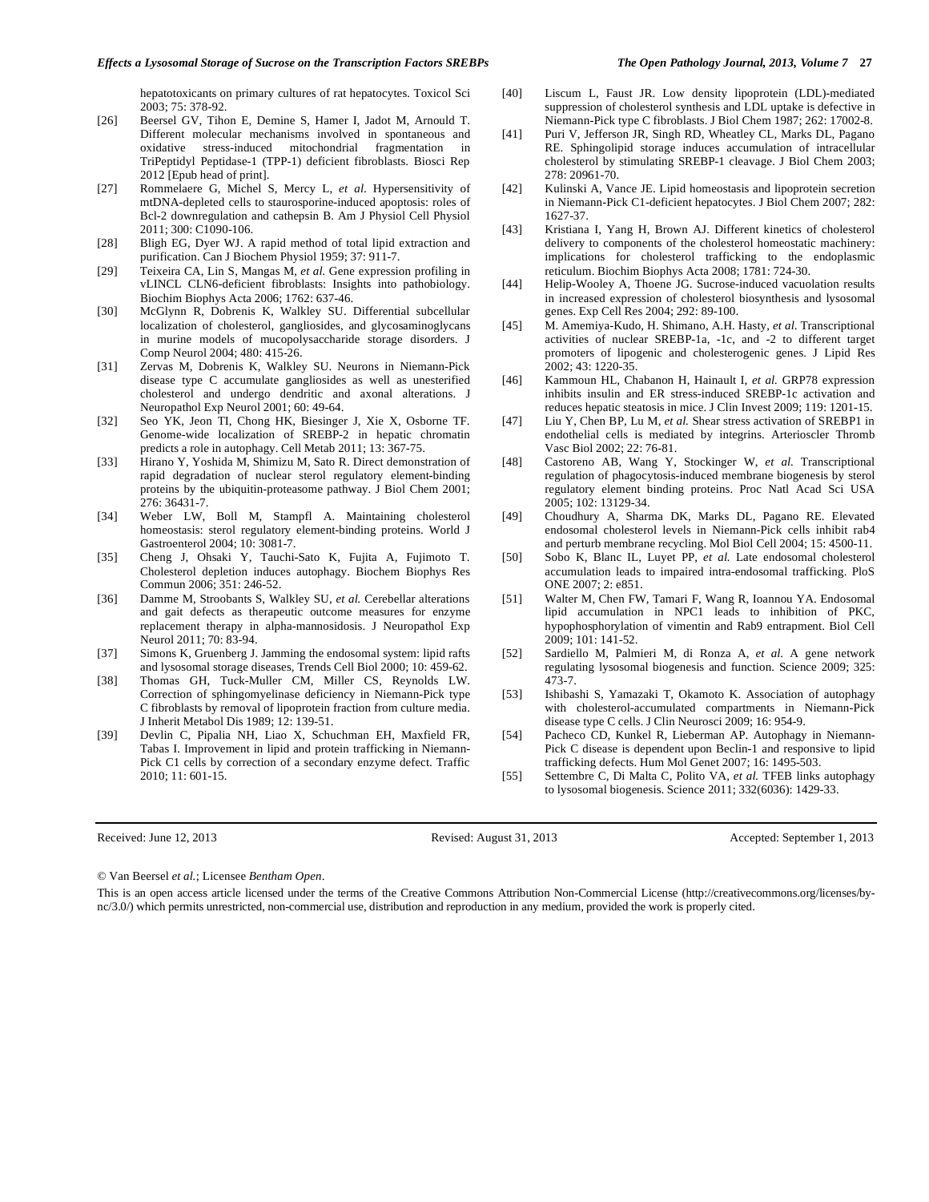hepatotoxicants on primary cultures of rat hepatocytes. Toxicol Sci 2003; 75: 378-92.

[26] Beersel GV, Tihon E, Demine S, Hamer I, Jadot M, Arnould T. Different molecular mechanisms involved in spontaneous and oxidative stress-induced mitochondrial fragmentation in TriPeptidyl Peptidase-1 (TPP-1) deficient fibroblasts. Biosci Rep 2012 [Epub head of print].

[27] Rommelaere G, Michel S, Mercy L, *et al.* Hypersensitivity of mtDNA-depleted cells to staurosporine-induced apoptosis: roles of Bcl-2 downregulation and cathepsin B. Am J Physiol Cell Physiol 2011; 300: C1090-106.

[28] Bligh EG, Dyer WJ. A rapid method of total lipid extraction and purification. Can J Biochem Physiol 1959; 37: 911-7.

[29] Teixeira CA, Lin S, Mangas M, *et al.* Gene expression profiling in vLINCL CLN6-deficient fibroblasts: Insights into pathobiology. Biochim Biophys Acta 2006; 1762: 637-46.

[30] McGlynn R, Dobrenis K, Walkley SU. Differential subcellular localization of cholesterol, gangliosides, and glycosaminoglycans in murine models of mucopolysaccharide storage disorders. J Comp Neurol 2004; 480: 415-26.

[31] Zervas M, Dobrenis K, Walkley SU. Neurons in Niemann-Pick disease type C accumulate gangliosides as well as unesterified cholesterol and undergo dendritic and axonal alterations. J Neuropathol Exp Neurol 2001; 60: 49-64.

[32] Seo YK, Jeon TI, Chong HK, Biesinger J, Xie X, Osborne TF. Genome-wide localization of SREBP-2 in hepatic chromatin predicts a role in autophagy. Cell Metab 2011; 13: 367-75.

[33] Hirano Y, Yoshida M, Shimizu M, Sato R. Direct demonstration of rapid degradation of nuclear sterol regulatory element-binding proteins by the ubiquitin-proteasome pathway. J Biol Chem 2001; 276: 36431-7.

[34] Weber LW, Boll M, Stampfl A. Maintaining cholesterol homeostasis: sterol regulatory element-binding proteins. World J Gastroenterol 2004; 10: 3081-7.

[35] Cheng J, Ohsaki Y, Tauchi-Sato K, Fujita A, Fujimoto T. Cholesterol depletion induces autophagy. Biochem Biophys Res Commun 2006; 351: 246-52.

[36] Damme M, Stroobants S, Walkley SU, *et al.* Cerebellar alterations and gait defects as therapeutic outcome measures for enzyme replacement therapy in alpha-mannosidosis. J Neuropathol Exp Neurol 2011; 70: 83-94.

[37] Simons K, Gruenberg J. Jamming the endosomal system: lipid rafts and lysosomal storage diseases, Trends Cell Biol 2000; 10: 459-62.

[38] Thomas GH, Tuck-Muller CM, Miller CS, Reynolds LW. Correction of sphingomyelinase deficiency in Niemann-Pick type C fibroblasts by removal of lipoprotein fraction from culture media. J Inherit Metabol Dis 1989; 12: 139-51.

[39] Devlin C, Pipalia NH, Liao X, Schuchman EH, Maxfield FR, Tabas I. Improvement in lipid and protein trafficking in Niemann-Pick C1 cells by correction of a secondary enzyme defect. Traffic 2010; 11: 601-15.

[40] Liscum L, Faust JR. Low density lipoprotein (LDL)-mediated suppression of cholesterol synthesis and LDL uptake is defective in Niemann-Pick type C fibroblasts. J Biol Chem 1987; 262: 17002-8.

[41] Puri V, Jefferson JR, Singh RD, Wheatley CL, Marks DL, Pagano RE. Sphingolipid storage induces accumulation of intracellular cholesterol by stimulating SREBP-1 cleavage. J Biol Chem 2003; 278: 20961-70.

[42] Kulinski A, Vance JE. Lipid homeostasis and lipoprotein secretion in Niemann-Pick C1-deficient hepatocytes. J Biol Chem 2007; 282: 1627-37.

[43] Kristiana I, Yang H, Brown AJ. Different kinetics of cholesterol delivery to components of the cholesterol homeostatic machinery: implications for cholesterol trafficking to the endoplasmic reticulum. Biochim Biophys Acta 2008; 1781: 724-30.

[44] Helip-Wooley A, Thoene JG. Sucrose-induced vacuolation results in increased expression of cholesterol biosynthesis and lysosomal genes. Exp Cell Res 2004; 292: 89-100.

[45] M. Amemiya-Kudo, H. Shimano, A.H. Hasty, *et al.* Transcriptional activities of nuclear SREBP-1a, -1c, and -2 to different target promoters of lipogenic and cholesterogenic genes. J Lipid Res 2002; 43: 1220-35.

[46] Kammoun HL, Chabanon H, Hainault I, *et al.* GRP78 expression inhibits insulin and ER stress-induced SREBP-1c activation and reduces hepatic steatosis in mice. J Clin Invest 2009; 119: 1201-15.

[47] Liu Y, Chen BP, Lu M, *et al.* Shear stress activation of SREBP1 in endothelial cells is mediated by integrins. Arterioscler Thromb Vasc Biol 2002; 22: 76-81.

[48] Castoreno AB, Wang Y, Stockinger W, *et al.* Transcriptional regulation of phagocytosis-induced membrane biogenesis by sterol regulatory element binding proteins. Proc Natl Acad Sci USA 2005; 102: 13129-34.

[49] Choudhury A, Sharma DK, Marks DL, Pagano RE. Elevated endosomal cholesterol levels in Niemann-Pick cells inhibit rab4 and perturb membrane recycling. Mol Biol Cell 2004; 15: 4500-11.

[50] Sobo K, Blanc IL, Luyet PP, *et al.* Late endosomal cholesterol accumulation leads to impaired intra-endosomal trafficking. PloS ONE 2007; 2: e851.

[51] Walter M, Chen FW, Tamari F, Wang R, Ioannou YA. Endosomal lipid accumulation in NPC1 leads to inhibition of PKC, hypophosphorylation of vimentin and Rab9 entrapment. Biol Cell 2009; 101: 141-52.

[52] Sardiello M, Palmieri M, di Ronza A, *et al.* A gene network regulating lysosomal biogenesis and function. Science 2009; 325: 473-7.

[53] Ishibashi S, Yamazaki T, Okamoto K. Association of autophagy with cholesterol-accumulated compartments in Niemann-Pick disease type C cells. J Clin Neurosci 2009; 16: 954-9.

[54] Pacheco CD, Kunkel R, Lieberman AP. Autophagy in Niemann-Pick C disease is dependent upon Beclin-1 and responsive to lipid trafficking defects. Hum Mol Genet 2007; 16: 1495-503.

[55] Settembre C, Di Malta C, Polito VA, *et al.* TFEB links autophagy to lysosomal biogenesis. Science 2011; 332(6036): 1429-33.

Received: June 12, 2013 Revised: August 31, 2013 Accepted: September 1, 2013

© Van Beersel *et al.*; Licensee *Bentham Open*.

This is an open access article licensed under the terms of the Creative Commons Attribution Non-Commercial License (http://creativecommons.org/licenses/by-nc/3.0/) which permits unrestricted, non-commercial use, distribution and reproduction in any medium, provided the work is properly cited.